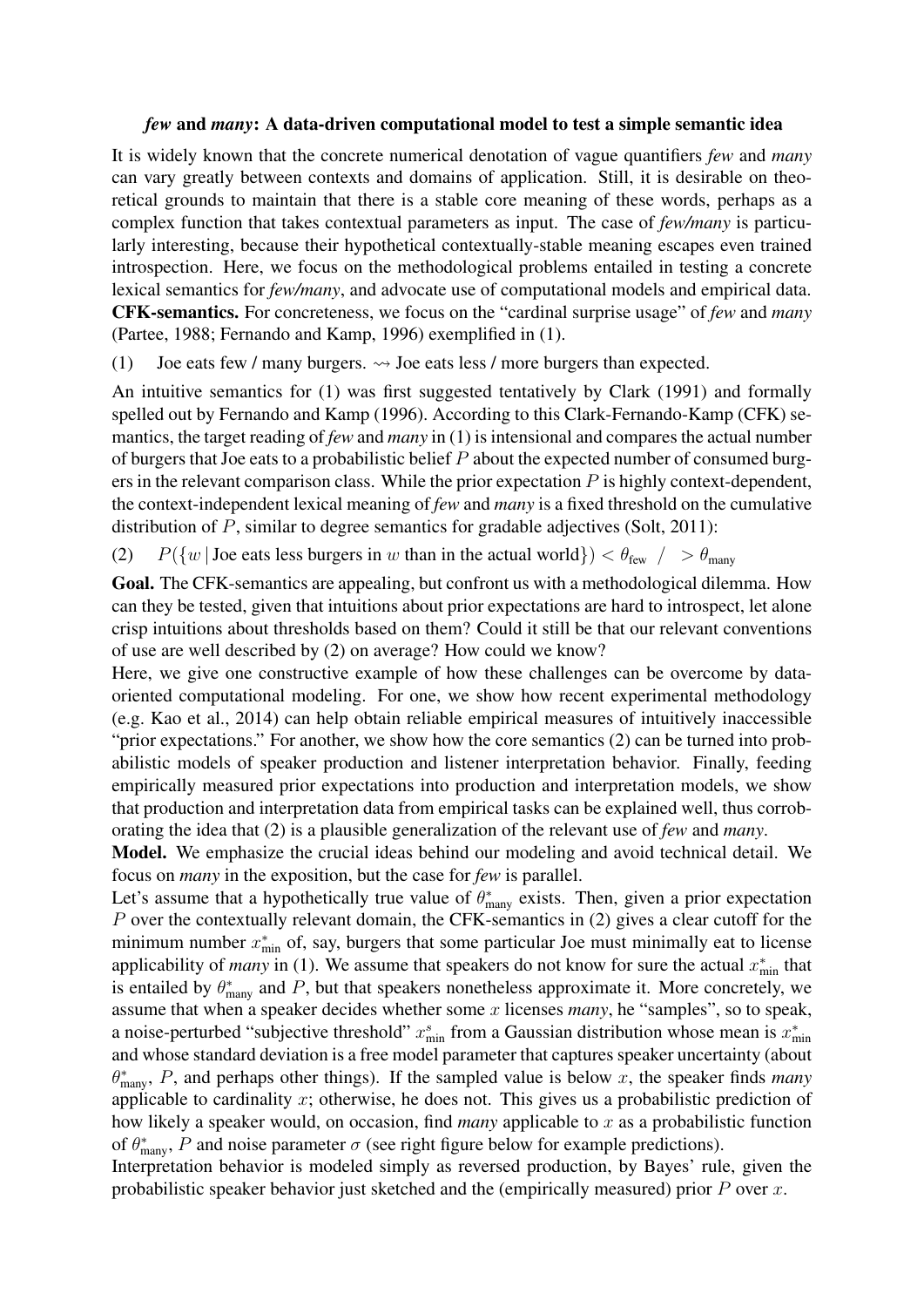# *few* and *many*: A data-driven computational model to test a simple semantic idea

It is widely known that the concrete numerical denotation of vague quantifiers *few* and *many* can vary greatly between contexts and domains of application. Still, it is desirable on theoretical grounds to maintain that there is a stable core meaning of these words, perhaps as a complex function that takes contextual parameters as input. The case of *few/many* is particularly interesting, because their hypothetical contextually-stable meaning escapes even trained introspection. Here, we focus on the methodological problems entailed in testing a concrete lexical semantics for *few/many*, and advocate use of computational models and empirical data.

**CFK-semantics.** For concreteness, we focus on the "cardinal surprise usage" of *few* and *many* (Partee, 1988; Fernando and Kamp, 1996) exemplified in (1).

(1) Joe eats few / many burgers. $\rightsquigarrow$ Joe eats less / more burgers than expected.

An intuitive semantics for (1) was first suggested tentatively by Clark (1991) and formally spelled out by Fernando and Kamp (1996). According to this Clark-Fernando-Kamp (CFK) semantics, the target reading of *few* and *many* in (1) is intensional and compares the actual number of burgers that Joe eats to a probabilistic belief $P$ about the expected number of consumed burgers in the relevant comparison class. While the prior expectation $P$ is highly context-dependent, the context-independent lexical meaning of *few* and *many* is a fixed threshold on the cumulative distribution of $P$, similar to degree semantics for gradable adjectives (Solt, 2011):

(2) $P(\{w \mid \text{Joe eats less burgers in } w \text{ than in the actual world}\}) < \theta_{\text{few}} \;\; / \;\; > \theta_{\text{many}}$

**Goal.** The CFK-semantics are appealing, but confront us with a methodological dilemma. How can they be tested, given that intuitions about prior expectations are hard to introspect, let alone crisp intuitions about thresholds based on them? Could it still be that our relevant conventions of use are well described by (2) on average? How could we know?

Here, we give one constructive example of how these challenges can be overcome by data-oriented computational modeling. For one, we show how recent experimental methodology (e.g. Kao et al., 2014) can help obtain reliable empirical measures of intuitively inaccessible "prior expectations." For another, we show how the core semantics (2) can be turned into probabilistic models of speaker production and listener interpretation behavior. Finally, feeding empirically measured prior expectations into production and interpretation models, we show that production and interpretation data from empirical tasks can be explained well, thus corroborating the idea that (2) is a plausible generalization of the relevant use of *few* and *many*.

**Model.** We emphasize the crucial ideas behind our modeling and avoid technical detail. We focus on *many* in the exposition, but the case for *few* is parallel.

Let's assume that a hypothetically true value of $\theta^*_{\text{many}}$ exists. Then, given a prior expectation $P$ over the contextually relevant domain, the CFK-semantics in (2) gives a clear cutoff for the minimum number $x^*_{\text{min}}$ of, say, burgers that some particular Joe must minimally eat to license applicability of *many* in (1). We assume that speakers do not know for sure the actual $x^*_{\text{min}}$ that is entailed by $\theta^*_{\text{many}}$ and $P$, but that speakers nonetheless approximate it. More concretely, we assume that when a speaker decides whether some $x$ licenses *many*, he "samples", so to speak, a noise-perturbed "subjective threshold" $x^s_{\text{min}}$ from a Gaussian distribution whose mean is $x^*_{\text{min}}$ and whose standard deviation is a free model parameter that captures speaker uncertainty (about $\theta^*_{\text{many}}$, $P$, and perhaps other things). If the sampled value is below $x$, the speaker finds *many* applicable to cardinality $x$; otherwise, he does not. This gives us a probabilistic prediction of how likely a speaker would, on occasion, find *many* applicable to $x$ as a probabilistic function of $\theta^*_{\text{many}}$, $P$ and noise parameter $\sigma$ (see right figure below for example predictions).

Interpretation behavior is modeled simply as reversed production, by Bayes' rule, given the probabilistic speaker behavior just sketched and the (empirically measured) prior $P$ over $x$.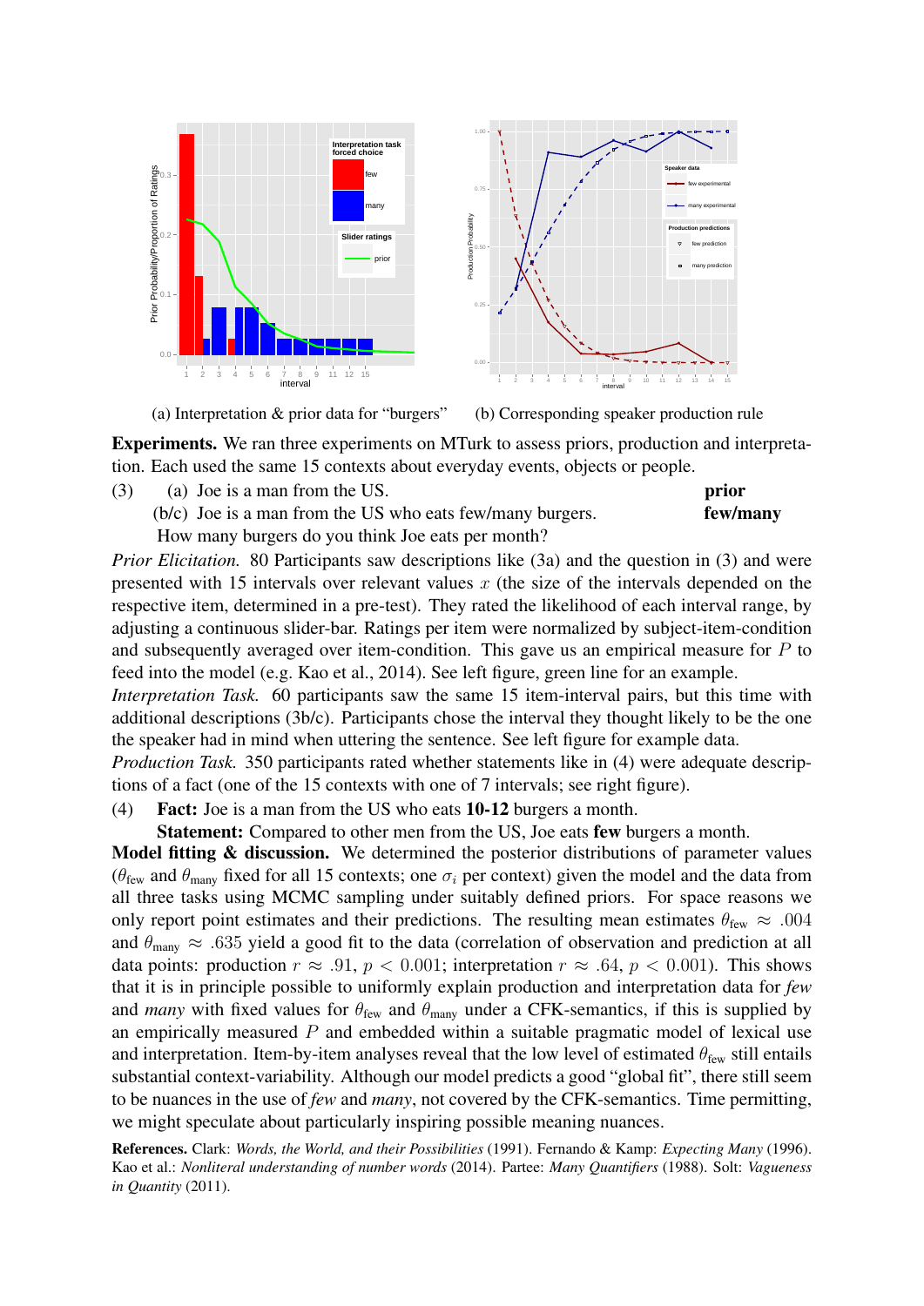Prior Probability/Proportion of Ratings

0.3
0.2
0.1
0.0

1 2 3 4 5 6 7 8 9 11 12 15

interval

Interpretation task forced choice

few

many

Slider ratings

prior

Production Probability

1.00
0.75
0.50
0.25
0.00

1 2 3 4 5 6 7 8 9 10 11 12 13 14 15

interval

Speaker data

few experimental

many experimental

Production predictions

few prediction

many prediction

(a) Interpretation & prior data for "burgers"

(b) Corresponding speaker production rule

**Experiments.** We ran three experiments on MTurk to assess priors, production and interpretation. Each used the same 15 contexts about everyday events, objects or people.

(3) (a) Joe is a man from the US. **prior**

(b/c) Joe is a man from the US who eats few/many burgers. **few/many**

How many burgers do you think Joe eats per month?

*Prior Elicitation.* 80 Participants saw descriptions like (3a) and the question in (3) and were presented with 15 intervals over relevant values $x$ (the size of the intervals depended on the respective item, determined in a pre-test). They rated the likelihood of each interval range, by adjusting a continuous slider-bar. Ratings per item were normalized by subject-item-condition and subsequently averaged over item-condition. This gave us an empirical measure for $P$ to feed into the model (e.g. Kao et al., 2014). See left figure, green line for an example.

*Interpretation Task.* 60 participants saw the same 15 item-interval pairs, but this time with additional descriptions (3b/c). Participants chose the interval they thought likely to be the one the speaker had in mind when uttering the sentence. See left figure for example data.

*Production Task.* 350 participants rated whether statements like in (4) were adequate descriptions of a fact (one of the 15 contexts with one of 7 intervals; see right figure).

(4) **Fact:** Joe is a man from the US who eats **10-12** burgers a month.

**Statement:** Compared to other men from the US, Joe eats **few** burgers a month.

**Model fitting & discussion.** We determined the posterior distributions of parameter values ($\theta_{\text{few}}$ and $\theta_{\text{many}}$ fixed for all 15 contexts; one $\sigma_i$ per context) given the model and the data from all three tasks using MCMC sampling under suitably defined priors. For space reasons we only report point estimates and their predictions. The resulting mean estimates $\theta_{\text{few}} \approx .004$ and $\theta_{\text{many}} \approx .635$ yield a good fit to the data (correlation of observation and prediction at all data points: production $r \approx .91$, $p < 0.001$; interpretation $r \approx .64$, $p < 0.001$). This shows that it is in principle possible to uniformly explain production and interpretation data for *few* and *many* with fixed values for $\theta_{\text{few}}$ and $\theta_{\text{many}}$ under a CFK-semantics, if this is supplied by an empirically measured $P$ and embedded within a suitable pragmatic model of lexical use and interpretation. Item-by-item analyses reveal that the low level of estimated $\theta_{\text{few}}$ still entails substantial context-variability. Although our model predicts a good "global fit", there still seem to be nuances in the use of *few* and *many*, not covered by the CFK-semantics. Time permitting, we might speculate about particularly inspiring possible meaning nuances.

**References.** Clark: *Words, the World, and their Possibilities* (1991). Fernando & Kamp: *Expecting Many* (1996). Kao et al.: *Nonliteral understanding of number words* (2014). Partee: *Many Quantifiers* (1988). Solt: *Vagueness in Quantity* (2011).